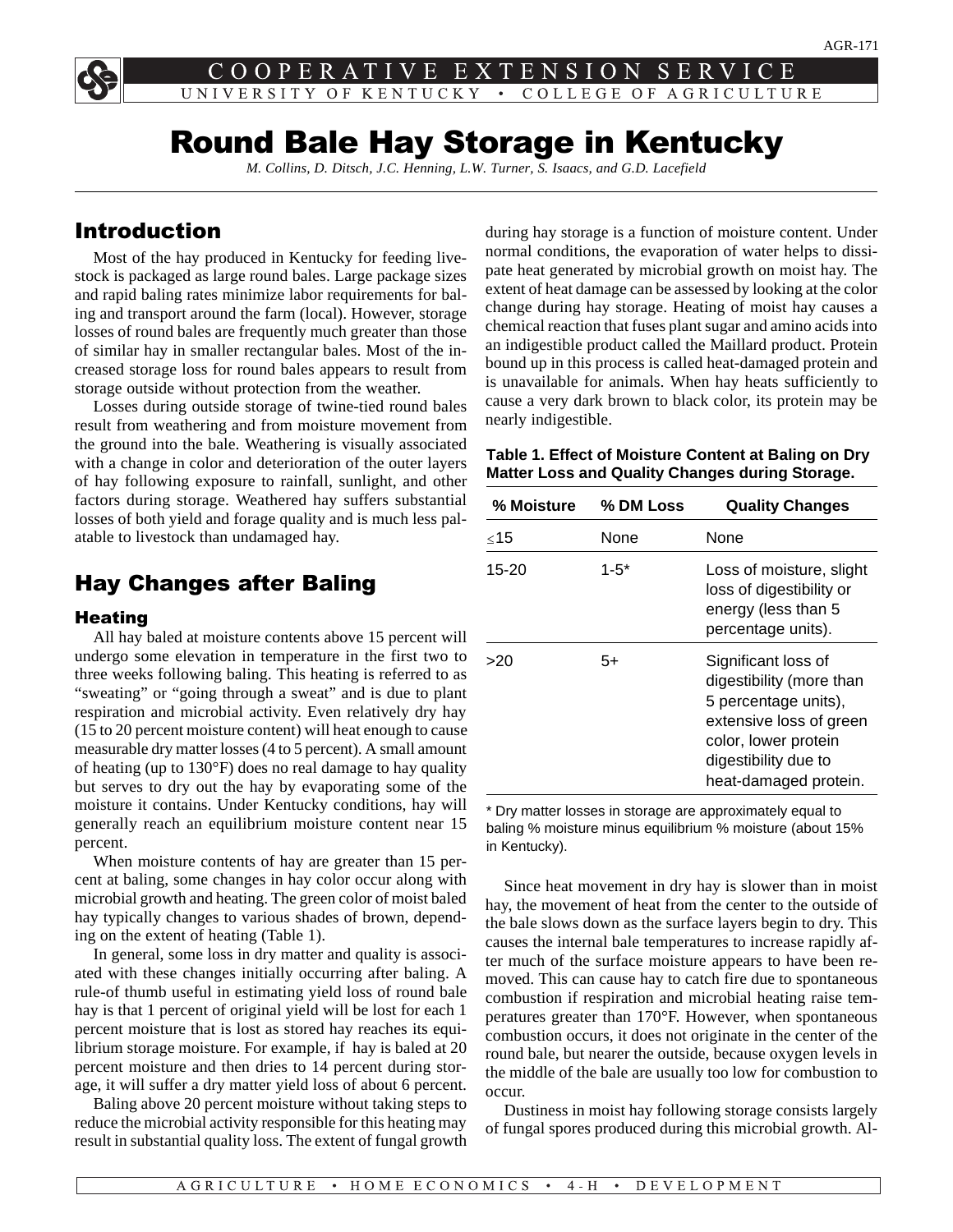# Round Bale Hay Storage in Kentucky

*M. Collins, D. Ditsch, J.C. Henning, L.W. Turner, S. Isaacs, and G.D. Lacefield*

## Introduction

Most of the hay produced in Kentucky for feeding livestock is packaged as large round bales. Large package sizes and rapid baling rates minimize labor requirements for baling and transport around the farm (local). However, storage losses of round bales are frequently much greater than those of similar hay in smaller rectangular bales. Most of the increased storage loss for round bales appears to result from storage outside without protection from the weather.

Losses during outside storage of twine-tied round bales result from weathering and from moisture movement from the ground into the bale. Weathering is visually associated with a change in color and deterioration of the outer layers of hay following exposure to rainfall, sunlight, and other factors during storage. Weathered hay suffers substantial losses of both yield and forage quality and is much less palatable to livestock than undamaged hay.

## Hay Changes after Baling

### Heating

All hay baled at moisture contents above 15 percent will undergo some elevation in temperature in the first two to three weeks following baling. This heating is referred to as "sweating" or "going through a sweat" and is due to plant respiration and microbial activity. Even relatively dry hay (15 to 20 percent moisture content) will heat enough to cause measurable dry matter losses (4 to 5 percent). A small amount of heating (up to 130°F) does no real damage to hay quality but serves to dry out the hay by evaporating some of the moisture it contains. Under Kentucky conditions, hay will generally reach an equilibrium moisture content near 15 percent.

When moisture contents of hay are greater than 15 percent at baling, some changes in hay color occur along with microbial growth and heating. The green color of moist baled hay typically changes to various shades of brown, depending on the extent of heating (Table 1).

In general, some loss in dry matter and quality is associated with these changes initially occurring after baling. A rule-of-thumb useful in estimating yield loss of round bale hay is that 1 percent of original yield will be lost for each 1 percent moisture that is lost as stored hay reaches its equilibrium storage moisture. For example, if hay is baled at 20 percent moisture and then dries to 14 percent during storage, it will suffer a dry matter yield loss of about 6 percent.

Baling above 20 percent moisture without taking steps to reduce the microbial activity responsible for this heating may result in substantial quality loss. The extent of fungal growth during hay storage is a function of moisture content. Under normal conditions, the evaporation of water helps to dissipate heat generated by microbial growth on moist hay. The extent of heat damage can be assessed by looking at the color change during hay storage. Heating of moist hay causes a chemical reaction that fuses plant sugar and amino acids into an indigestible product called the Maillard product. Protein bound up in this process is called heat-damaged protein and is unavailable for animals. When hay heats sufficiently to cause a very dark brown to black color, its protein may be nearly indigestible.

**Table 1. Effect of Moisture Content at Baling on Dry Matter Loss and Quality Changes during Storage.**

| % Moisture | % DM Loss | Quality Changes |
|---|---|---|
| ≤15 | None | None |
| 15-20 | 1-5* | Loss of moisture, slight loss of digestibility or energy (less than 5 percentage units). |
| >20 | 5+ | Significant loss of digestibility (more than 5 percentage units), extensive loss of green color, lower protein digestibility due to heat-damaged protein. |

\* Dry matter losses in storage are approximately equal to baling % moisture minus equilibrium % moisture (about 15% in Kentucky).

Since heat movement in dry hay is slower than in moist hay, the movement of heat from the center to the outside of the bale slows down as the surface layers begin to dry. This causes the internal bale temperatures to increase rapidly after much of the surface moisture appears to have been removed. This can cause hay to catch fire due to spontaneous combustion if respiration and microbial heating raise temperatures greater than 170°F. However, when spontaneous combustion occurs, it does not originate in the center of the round bale, but nearer the outside, because oxygen levels in the middle of the bale are usually too low for combustion to occur.

Dustiness in moist hay following storage consists largely of fungal spores produced during this microbial growth. Al-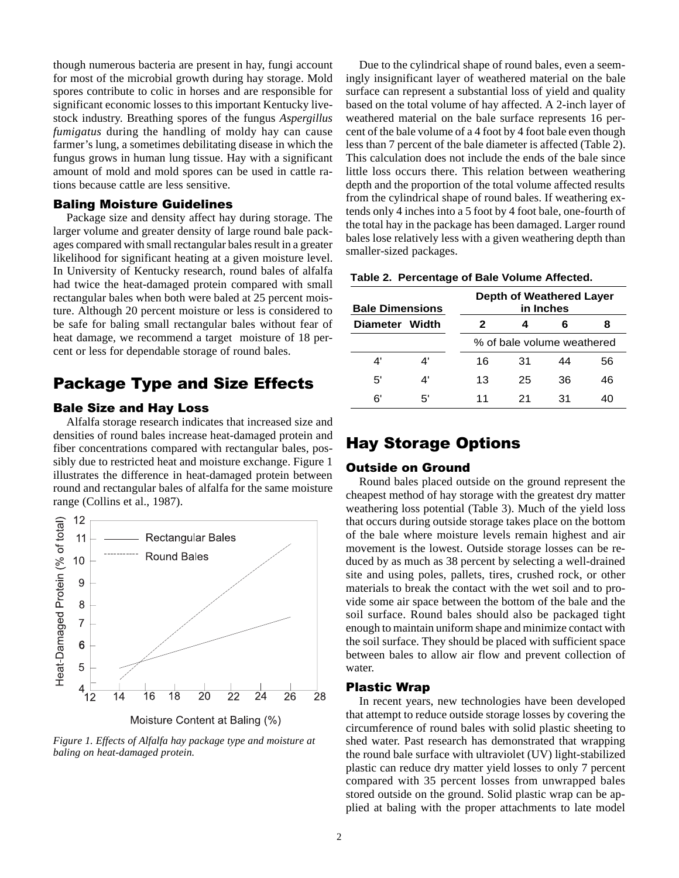though numerous bacteria are present in hay, fungi account for most of the microbial growth during hay storage. Mold spores contribute to colic in horses and are responsible for significant economic losses to this important Kentucky livestock industry. Breathing spores of the fungus *Aspergillus fumigatus* during the handling of moldy hay can cause farmer's lung, a sometimes debilitating disease in which the fungus grows in human lung tissue. Hay with a significant amount of mold and mold spores can be used in cattle rations because cattle are less sensitive.

### Baling Moisture Guidelines

Package size and density affect hay during storage. The larger volume and greater density of large round bale packages compared with small rectangular bales result in a greater likelihood for significant heating at a given moisture level. In University of Kentucky research, round bales of alfalfa had twice the heat-damaged protein compared with small rectangular bales when both were baled at 25 percent moisture. Although 20 percent moisture or less is considered to be safe for baling small rectangular bales without fear of heat damage, we recommend a target moisture of 18 percent or less for dependable storage of round bales.

## Package Type and Size Effects

### Bale Size and Hay Loss

Alfalfa storage research indicates that increased size and densities of round bales increase heat-damaged protein and fiber concentrations compared with rectangular bales, possibly due to restricted heat and moisture exchange. Figure 1 illustrates the difference in heat-damaged protein between round and rectangular bales of alfalfa for the same moisture range (Collins et al., 1987).

*Figure 1. Effects of Alfalfa hay package type and moisture at baling on heat-damaged protein.*

Due to the cylindrical shape of round bales, even a seemingly insignificant layer of weathered material on the bale surface can represent a substantial loss of yield and quality based on the total volume of hay affected. A 2-inch layer of weathered material on the bale surface represents 16 percent of the bale volume of a 4 foot by 4 foot bale even though less than 7 percent of the bale diameter is affected (Table 2). This calculation does not include the ends of the bale since little loss occurs there. This relation between weathering depth and the proportion of the total volume affected results from the cylindrical shape of round bales. If weathering extends only 4 inches into a 5 foot by 4 foot bale, one-fourth of the total hay in the package has been damaged. Larger round bales lose relatively less with a given weathering depth than smaller-sized packages.

**Table 2. Percentage of Bale Volume Affected.**

| Bale Dimensions | | Depth of Weathered Layer in Inches | | | |
|---|---|---|---|---|---|
| Diameter | Width | 2 | 4 | 6 | 8 |
| | | % of bale volume weathered | | | |
| 4' | 4' | 16 | 31 | 44 | 56 |
| 5' | 4' | 13 | 25 | 36 | 46 |
| 6' | 5' | 11 | 21 | 31 | 40 |

## Hay Storage Options

### Outside on Ground

Round bales placed outside on the ground represent the cheapest method of hay storage with the greatest dry matter weathering loss potential (Table 3). Much of the yield loss that occurs during outside storage takes place on the bottom of the bale where moisture levels remain highest and air movement is the lowest. Outside storage losses can be reduced by as much as 38 percent by selecting a well-drained site and using poles, pallets, tires, crushed rock, or other materials to break the contact with the wet soil and to provide some air space between the bottom of the bale and the soil surface. Round bales should also be packaged tight enough to maintain uniform shape and minimize contact with the soil surface. They should be placed with sufficient space between bales to allow air flow and prevent collection of water.

### Plastic Wrap

In recent years, new technologies have been developed that attempt to reduce outside storage losses by covering the circumference of round bales with solid plastic sheeting to shed water. Past research has demonstrated that wrapping the round bale surface with ultraviolet (UV) light-stabilized plastic can reduce dry matter yield losses to only 7 percent compared with 35 percent losses from unwrapped bales stored outside on the ground. Solid plastic wrap can be applied at baling with the proper attachments to late model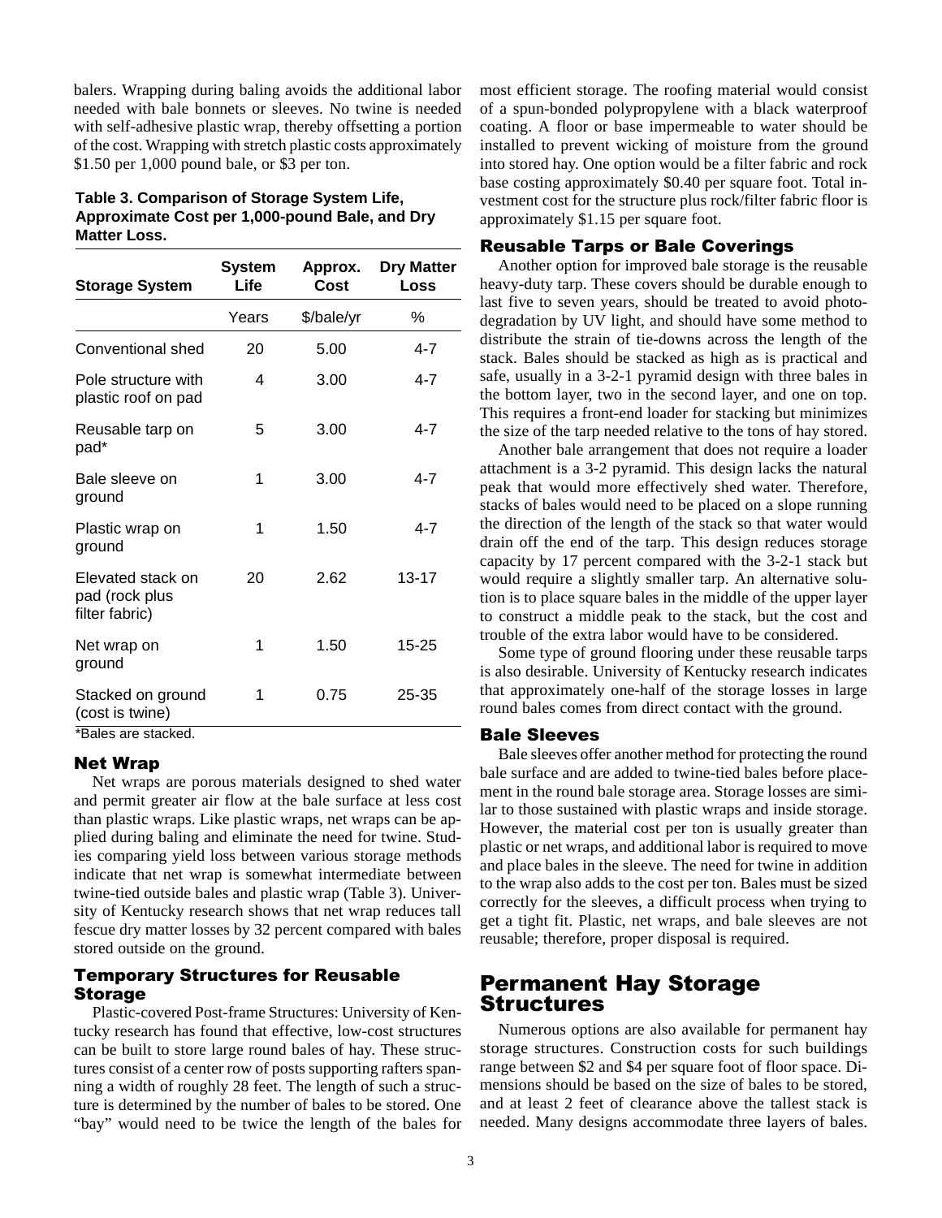balers. Wrapping during baling avoids the additional labor needed with bale bonnets or sleeves. No twine is needed with self-adhesive plastic wrap, thereby offsetting a portion of the cost. Wrapping with stretch plastic costs approximately $1.50 per 1,000 pound bale, or $3 per ton.

**Table 3. Comparison of Storage System Life, Approximate Cost per 1,000-pound Bale, and Dry Matter Loss.**

| Storage System | System Life | Approx. Cost | Dry Matter Loss |
|---|---|---|---|
| | Years | $/bale/yr | % |
| Conventional shed | 20 | 5.00 | 4-7 |
| Pole structure with plastic roof on pad | 4 | 3.00 | 4-7 |
| Reusable tarp on pad* | 5 | 3.00 | 4-7 |
| Bale sleeve on ground | 1 | 3.00 | 4-7 |
| Plastic wrap on ground | 1 | 1.50 | 4-7 |
| Elevated stack on pad (rock plus filter fabric) | 20 | 2.62 | 13-17 |
| Net wrap on ground | 1 | 1.50 | 15-25 |
| Stacked on ground (cost is twine) | 1 | 0.75 | 25-35 |

*Bales are stacked.

### Net Wrap

Net wraps are porous materials designed to shed water and permit greater air flow at the bale surface at less cost than plastic wraps. Like plastic wraps, net wraps can be applied during baling and eliminate the need for twine. Studies comparing yield loss between various storage methods indicate that net wrap is somewhat intermediate between twine-tied outside bales and plastic wrap (Table 3). University of Kentucky research shows that net wrap reduces tall fescue dry matter losses by 32 percent compared with bales stored outside on the ground.

### Temporary Structures for Reusable Storage

Plastic-covered Post-frame Structures: University of Kentucky research has found that effective, low-cost structures can be built to store large round bales of hay. These structures consist of a center row of posts supporting rafters spanning a width of roughly 28 feet. The length of such a structure is determined by the number of bales to be stored. One "bay" would need to be twice the length of the bales for most efficient storage. The roofing material would consist of a spun-bonded polypropylene with a black waterproof coating. A floor or base impermeable to water should be installed to prevent wicking of moisture from the ground into stored hay. One option would be a filter fabric and rock base costing approximately $0.40 per square foot. Total investment cost for the structure plus rock/filter fabric floor is approximately $1.15 per square foot.

### Reusable Tarps or Bale Coverings

Another option for improved bale storage is the reusable heavy-duty tarp. These covers should be durable enough to last five to seven years, should be treated to avoid photodegradation by UV light, and should have some method to distribute the strain of tie-downs across the length of the stack. Bales should be stacked as high as is practical and safe, usually in a 3-2-1 pyramid design with three bales in the bottom layer, two in the second layer, and one on top. This requires a front-end loader for stacking but minimizes the size of the tarp needed relative to the tons of hay stored.

Another bale arrangement that does not require a loader attachment is a 3-2 pyramid. This design lacks the natural peak that would more effectively shed water. Therefore, stacks of bales would need to be placed on a slope running the direction of the length of the stack so that water would drain off the end of the tarp. This design reduces storage capacity by 17 percent compared with the 3-2-1 stack but would require a slightly smaller tarp. An alternative solution is to place square bales in the middle of the upper layer to construct a middle peak to the stack, but the cost and trouble of the extra labor would have to be considered.

Some type of ground flooring under these reusable tarps is also desirable. University of Kentucky research indicates that approximately one-half of the storage losses in large round bales comes from direct contact with the ground.

### Bale Sleeves

Bale sleeves offer another method for protecting the round bale surface and are added to twine-tied bales before placement in the round bale storage area. Storage losses are similar to those sustained with plastic wraps and inside storage. However, the material cost per ton is usually greater than plastic or net wraps, and additional labor is required to move and place bales in the sleeve. The need for twine in addition to the wrap also adds to the cost per ton. Bales must be sized correctly for the sleeves, a difficult process when trying to get a tight fit. Plastic, net wraps, and bale sleeves are not reusable; therefore, proper disposal is required.

## Permanent Hay Storage Structures

Numerous options are also available for permanent hay storage structures. Construction costs for such buildings range between $2 and $4 per square foot of floor space. Dimensions should be based on the size of bales to be stored, and at least 2 feet of clearance above the tallest stack is needed. Many designs accommodate three layers of bales.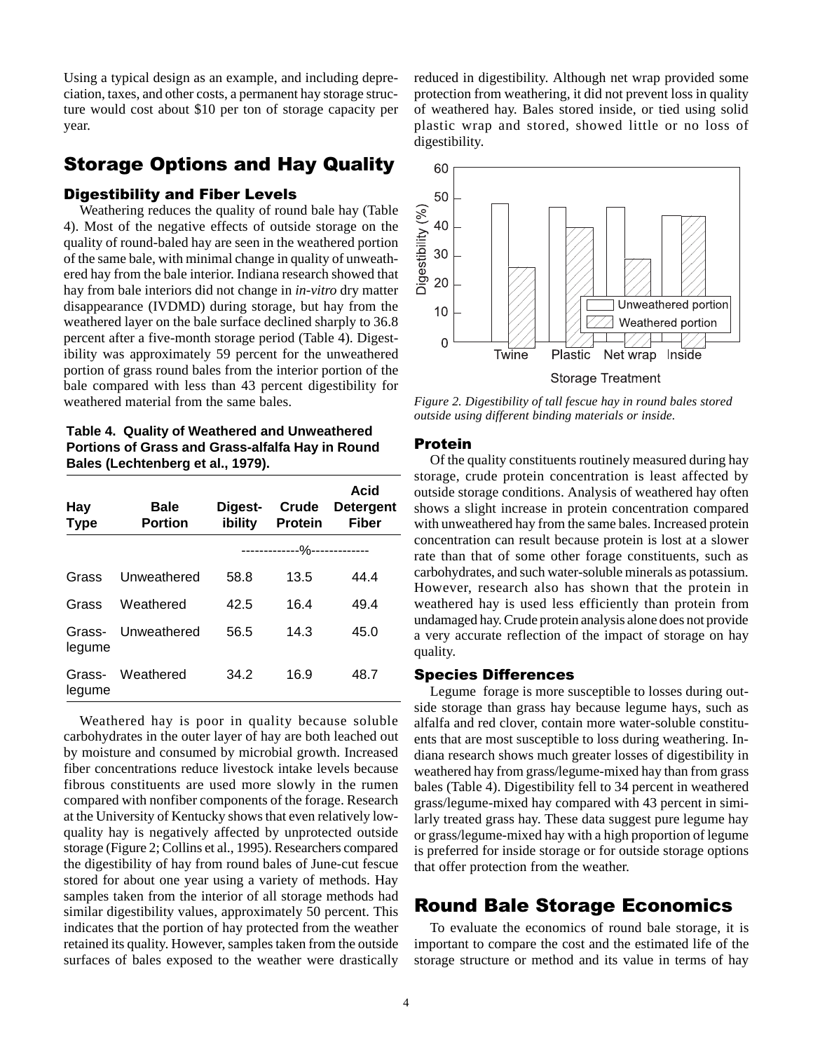Using a typical design as an example, and including depreciation, taxes, and other costs, a permanent hay storage structure would cost about $10 per ton of storage capacity per year.

## Storage Options and Hay Quality

### Digestibility and Fiber Levels

Weathering reduces the quality of round bale hay (Table 4). Most of the negative effects of outside storage on the quality of round-baled hay are seen in the weathered portion of the same bale, with minimal change in quality of unweathered hay from the bale interior. Indiana research showed that hay from bale interiors did not change in *in-vitro* dry matter disappearance (IVDMD) during storage, but hay from the weathered layer on the bale surface declined sharply to 36.8 percent after a five-month storage period (Table 4). Digestibility was approximately 59 percent for the unweathered portion of grass round bales from the interior portion of the bale compared with less than 43 percent digestibility for weathered material from the same bales.

**Table 4. Quality of Weathered and Unweathered Portions of Grass and Grass-alfalfa Hay in Round Bales (Lechtenberg et al., 1979).**

| Hay Type | Bale Portion | Digestibility | Crude Protein | Acid Detergent Fiber |
|---|---|---|---|---|
| | | --------------%-------------- | | |
| Grass | Unweathered | 58.8 | 13.5 | 44.4 |
| Grass | Weathered | 42.5 | 16.4 | 49.4 |
| Grass-legume | Unweathered | 56.5 | 14.3 | 45.0 |
| Grass-legume | Weathered | 34.2 | 16.9 | 48.7 |

Weathered hay is poor in quality because soluble carbohydrates in the outer layer of hay are both leached out by moisture and consumed by microbial growth. Increased fiber concentrations reduce livestock intake levels because fibrous constituents are used more slowly in the rumen compared with nonfiber components of the forage. Research at the University of Kentucky shows that even relatively low-quality hay is negatively affected by unprotected outside storage (Figure 2; Collins et al., 1995). Researchers compared the digestibility of hay from round bales of June-cut fescue stored for about one year using a variety of methods. Hay samples taken from the interior of all storage methods had similar digestibility values, approximately 50 percent. This indicates that the portion of hay protected from the weather retained its quality. However, samples taken from the outside surfaces of bales exposed to the weather were drastically reduced in digestibility. Although net wrap provided some protection from weathering, it did not prevent loss in quality of weathered hay. Bales stored inside, or tied using solid plastic wrap and stored, showed little or no loss of digestibility.

*Figure 2. Digestibility of tall fescue hay in round bales stored outside using different binding materials or inside.*

### Protein

Of the quality constituents routinely measured during hay storage, crude protein concentration is least affected by outside storage conditions. Analysis of weathered hay often shows a slight increase in protein concentration compared with unweathered hay from the same bales. Increased protein concentration can result because protein is lost at a slower rate than that of some other forage constituents, such as carbohydrates, and such water-soluble minerals as potassium. However, research also has shown that the protein in weathered hay is used less efficiently than protein from undamaged hay. Crude protein analysis alone does not provide a very accurate reflection of the impact of storage on hay quality.

### Species Differences

Legume forage is more susceptible to losses during outside storage than grass hay because legume hays, such as alfalfa and red clover, contain more water-soluble constituents that are most susceptible to loss during weathering. Indiana research shows much greater losses of digestibility in weathered hay from grass/legume-mixed hay than from grass bales (Table 4). Digestibility fell to 34 percent in weathered grass/legume-mixed hay compared with 43 percent in similarly treated grass hay. These data suggest pure legume hay or grass/legume-mixed hay with a high proportion of legume is preferred for inside storage or for outside storage options that offer protection from the weather.

## Round Bale Storage Economics

To evaluate the economics of round bale storage, it is important to compare the cost and the estimated life of the storage structure or method and its value in terms of hay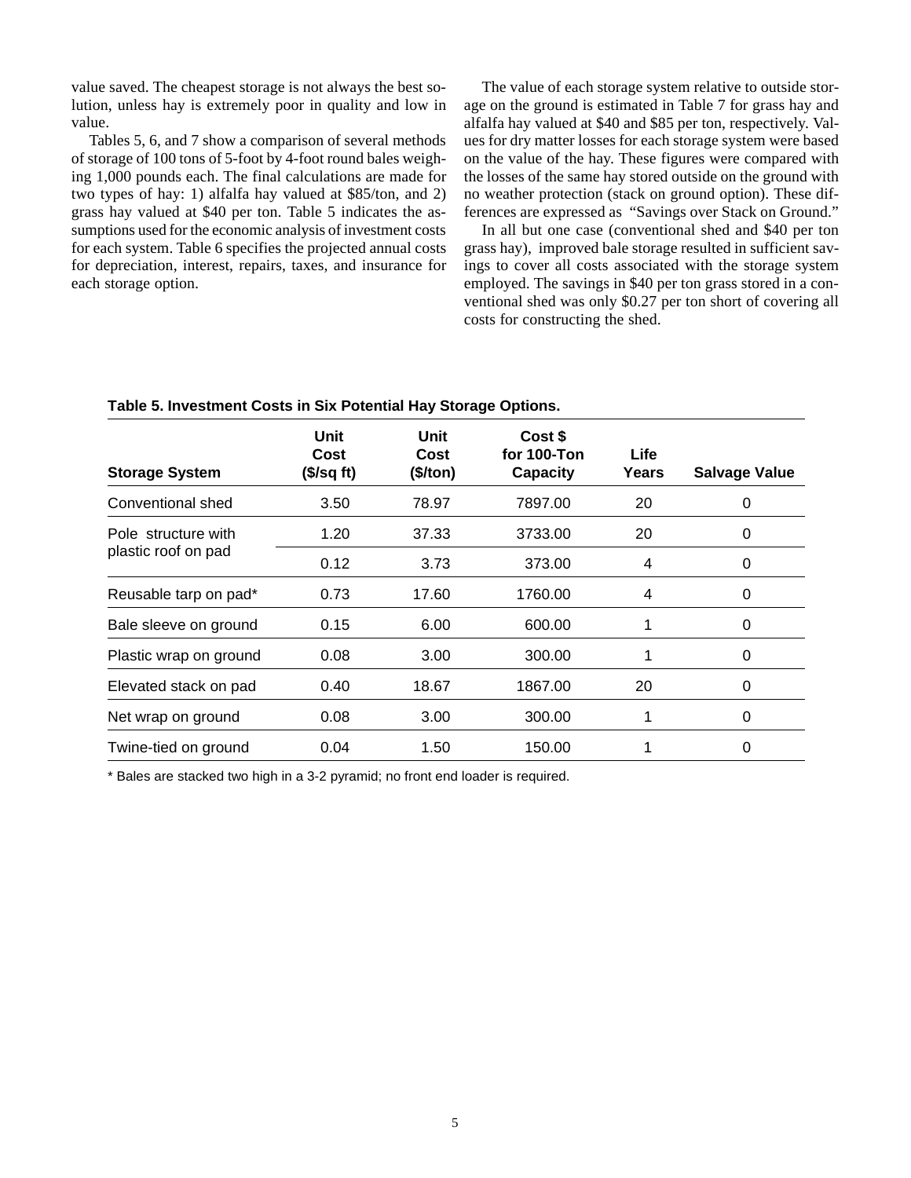value saved. The cheapest storage is not always the best solution, unless hay is extremely poor in quality and low in value.

Tables 5, 6, and 7 show a comparison of several methods of storage of 100 tons of 5-foot by 4-foot round bales weighing 1,000 pounds each. The final calculations are made for two types of hay: 1) alfalfa hay valued at $85/ton, and 2) grass hay valued at $40 per ton. Table 5 indicates the assumptions used for the economic analysis of investment costs for each system. Table 6 specifies the projected annual costs for depreciation, interest, repairs, taxes, and insurance for each storage option.

The value of each storage system relative to outside storage on the ground is estimated in Table 7 for grass hay and alfalfa hay valued at $40 and $85 per ton, respectively. Values for dry matter losses for each storage system were based on the value of the hay. These figures were compared with the losses of the same hay stored outside on the ground with no weather protection (stack on ground option). These differences are expressed as "Savings over Stack on Ground."

In all but one case (conventional shed and $40 per ton grass hay), improved bale storage resulted in sufficient savings to cover all costs associated with the storage system employed. The savings in $40 per ton grass stored in a conventional shed was only $0.27 per ton short of covering all costs for constructing the shed.

**Table 5. Investment Costs in Six Potential Hay Storage Options.**

| Storage System | Unit Cost ($/sq ft) | Unit Cost ($/ton) | Cost $ for 100-Ton Capacity | Life Years | Salvage Value |
|---|---|---|---|---|---|
| Conventional shed | 3.50 | 78.97 | 7897.00 | 20 | 0 |
| Pole structure with plastic roof on pad | 1.20 | 37.33 | 3733.00 | 20 | 0 |
| | 0.12 | 3.73 | 373.00 | 4 | 0 |
| Reusable tarp on pad* | 0.73 | 17.60 | 1760.00 | 4 | 0 |
| Bale sleeve on ground | 0.15 | 6.00 | 600.00 | 1 | 0 |
| Plastic wrap on ground | 0.08 | 3.00 | 300.00 | 1 | 0 |
| Elevated stack on pad | 0.40 | 18.67 | 1867.00 | 20 | 0 |
| Net wrap on ground | 0.08 | 3.00 | 300.00 | 1 | 0 |
| Twine-tied on ground | 0.04 | 1.50 | 150.00 | 1 | 0 |

\* Bales are stacked two high in a 3-2 pyramid; no front end loader is required.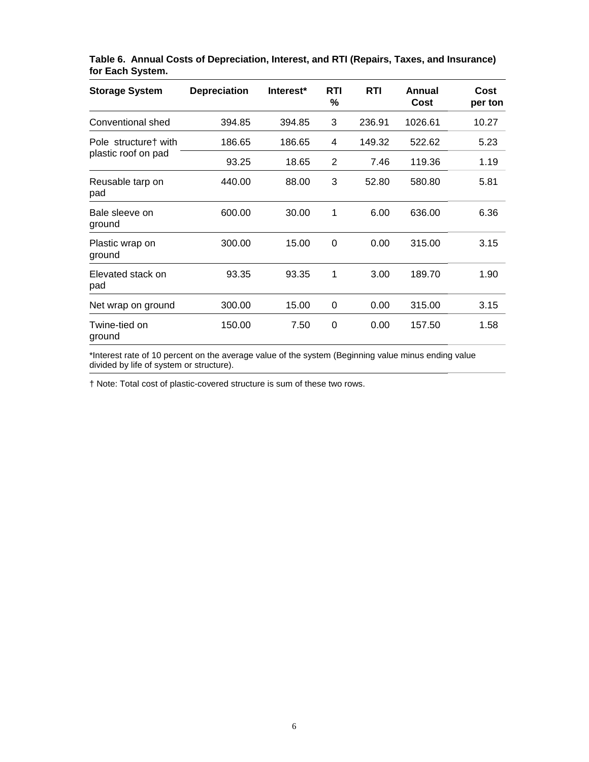**Table 6. Annual Costs of Depreciation, Interest, and RTI (Repairs, Taxes, and Insurance) for Each System.**

| Storage System | Depreciation | Interest* | RTI % | RTI | Annual Cost | Cost per ton |
|---|---|---|---|---|---|---|
| Conventional shed | 394.85 | 394.85 | 3 | 236.91 | 1026.61 | 10.27 |
| Pole structure† with plastic roof on pad | 186.65 | 186.65 | 4 | 149.32 | 522.62 | 5.23 |
| | 93.25 | 18.65 | 2 | 7.46 | 119.36 | 1.19 |
| Reusable tarp on pad | 440.00 | 88.00 | 3 | 52.80 | 580.80 | 5.81 |
| Bale sleeve on ground | 600.00 | 30.00 | 1 | 6.00 | 636.00 | 6.36 |
| Plastic wrap on ground | 300.00 | 15.00 | 0 | 0.00 | 315.00 | 3.15 |
| Elevated stack on pad | 93.35 | 93.35 | 1 | 3.00 | 189.70 | 1.90 |
| Net wrap on ground | 300.00 | 15.00 | 0 | 0.00 | 315.00 | 3.15 |
| Twine-tied on ground | 150.00 | 7.50 | 0 | 0.00 | 157.50 | 1.58 |

*Interest rate of 10 percent on the average value of the system (Beginning value minus ending value divided by life of system or structure).

† Note: Total cost of plastic-covered structure is sum of these two rows.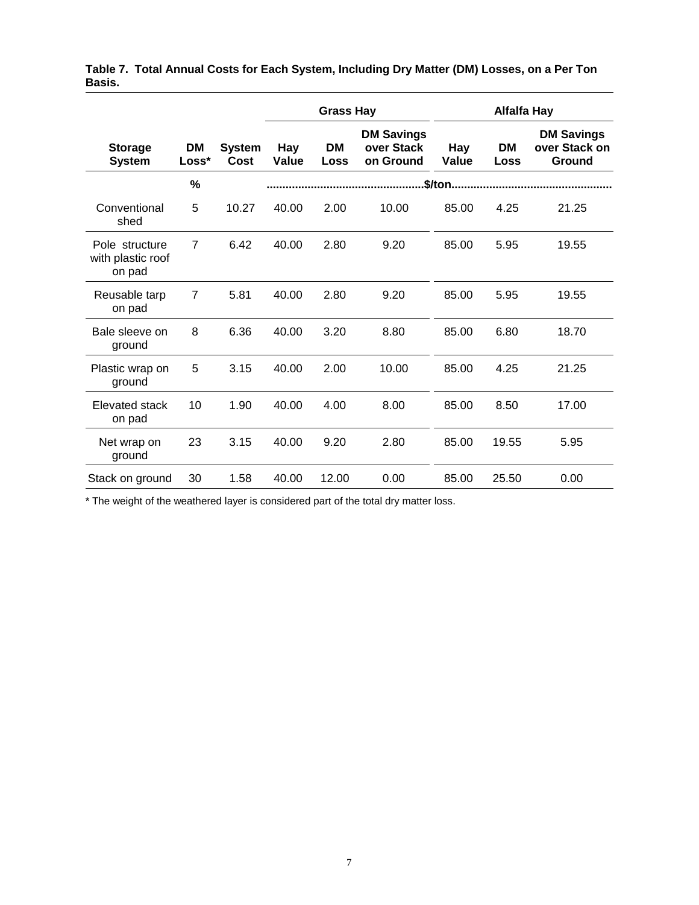**Table 7. Total Annual Costs for Each System, Including Dry Matter (DM) Losses, on a Per Ton Basis.**

| | | | Grass Hay | | | Alfalfa Hay | | |
|---|---|---|---|---|---|---|---|---|
| **Storage System** | **DM Loss*** | **System Cost** | **Hay Value** | **DM Loss** | **DM Savings over Stack on Ground** | **Hay Value** | **DM Loss** | **DM Savings over Stack on Ground** |
| | % | ....................... | ....................... | ....................... | ....................... | $/ton ....................... | ....................... | ....................... |
| Conventional shed | 5 | 10.27 | 40.00 | 2.00 | 10.00 | 85.00 | 4.25 | 21.25 |
| Pole structure with plastic roof on pad | 7 | 6.42 | 40.00 | 2.80 | 9.20 | 85.00 | 5.95 | 19.55 |
| Reusable tarp on pad | 7 | 5.81 | 40.00 | 2.80 | 9.20 | 85.00 | 5.95 | 19.55 |
| Bale sleeve on ground | 8 | 6.36 | 40.00 | 3.20 | 8.80 | 85.00 | 6.80 | 18.70 |
| Plastic wrap on ground | 5 | 3.15 | 40.00 | 2.00 | 10.00 | 85.00 | 4.25 | 21.25 |
| Elevated stack on pad | 10 | 1.90 | 40.00 | 4.00 | 8.00 | 85.00 | 8.50 | 17.00 |
| Net wrap on ground | 23 | 3.15 | 40.00 | 9.20 | 2.80 | 85.00 | 19.55 | 5.95 |
| Stack on ground | 30 | 1.58 | 40.00 | 12.00 | 0.00 | 85.00 | 25.50 | 0.00 |

* The weight of the weathered layer is considered part of the total dry matter loss.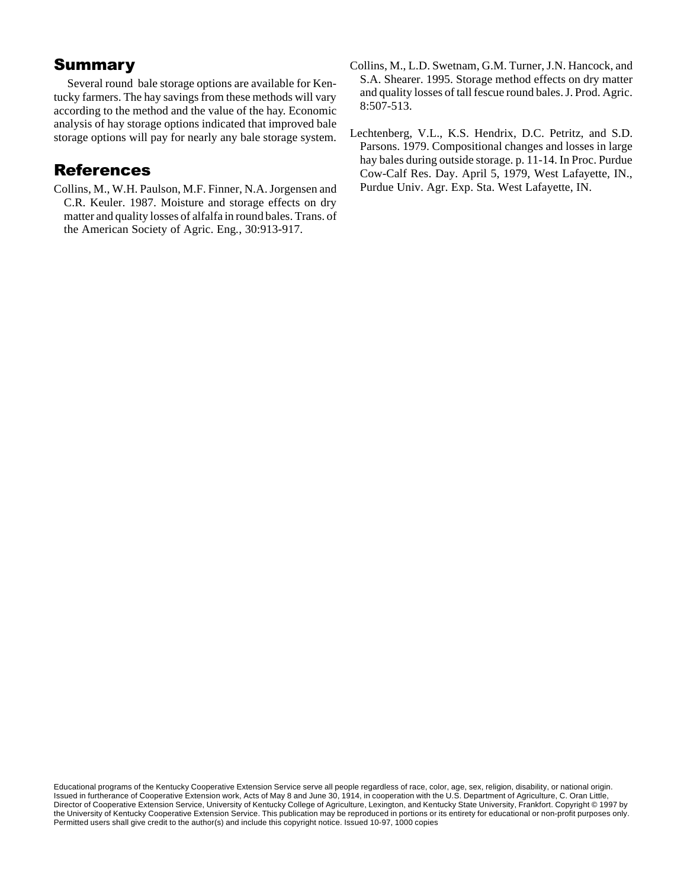## Summary

Several round bale storage options are available for Kentucky farmers. The hay savings from these methods will vary according to the method and the value of the hay. Economic analysis of hay storage options indicated that improved bale storage options will pay for nearly any bale storage system.

## References

Collins, M., W.H. Paulson, M.F. Finner, N.A. Jorgensen and C.R. Keuler. 1987. Moisture and storage effects on dry matter and quality losses of alfalfa in round bales. Trans. of the American Society of Agric. Eng., 30:913-917.

Collins, M., L.D. Swetnam, G.M. Turner, J.N. Hancock, and S.A. Shearer. 1995. Storage method effects on dry matter and quality losses of tall fescue round bales. J. Prod. Agric. 8:507-513.

Lechtenberg, V.L., K.S. Hendrix, D.C. Petritz, and S.D. Parsons. 1979. Compositional changes and losses in large hay bales during outside storage. p. 11-14. In Proc. Purdue Cow-Calf Res. Day. April 5, 1979, West Lafayette, IN., Purdue Univ. Agr. Exp. Sta. West Lafayette, IN.

Educational programs of the Kentucky Cooperative Extension Service serve all people regardless of race, color, age, sex, religion, disability, or national origin. Issued in furtherance of Cooperative Extension work, Acts of May 8 and June 30, 1914, in cooperation with the U.S. Department of Agriculture, C. Oran Little, Director of Cooperative Extension Service, University of Kentucky College of Agriculture, Lexington, and Kentucky State University, Frankfort. Copyright © 1997 by the University of Kentucky Cooperative Extension Service. This publication may be reproduced in portions or its entirety for educational or non-profit purposes only. Permitted users shall give credit to the author(s) and include this copyright notice. Issued 10-97, 1000 copies